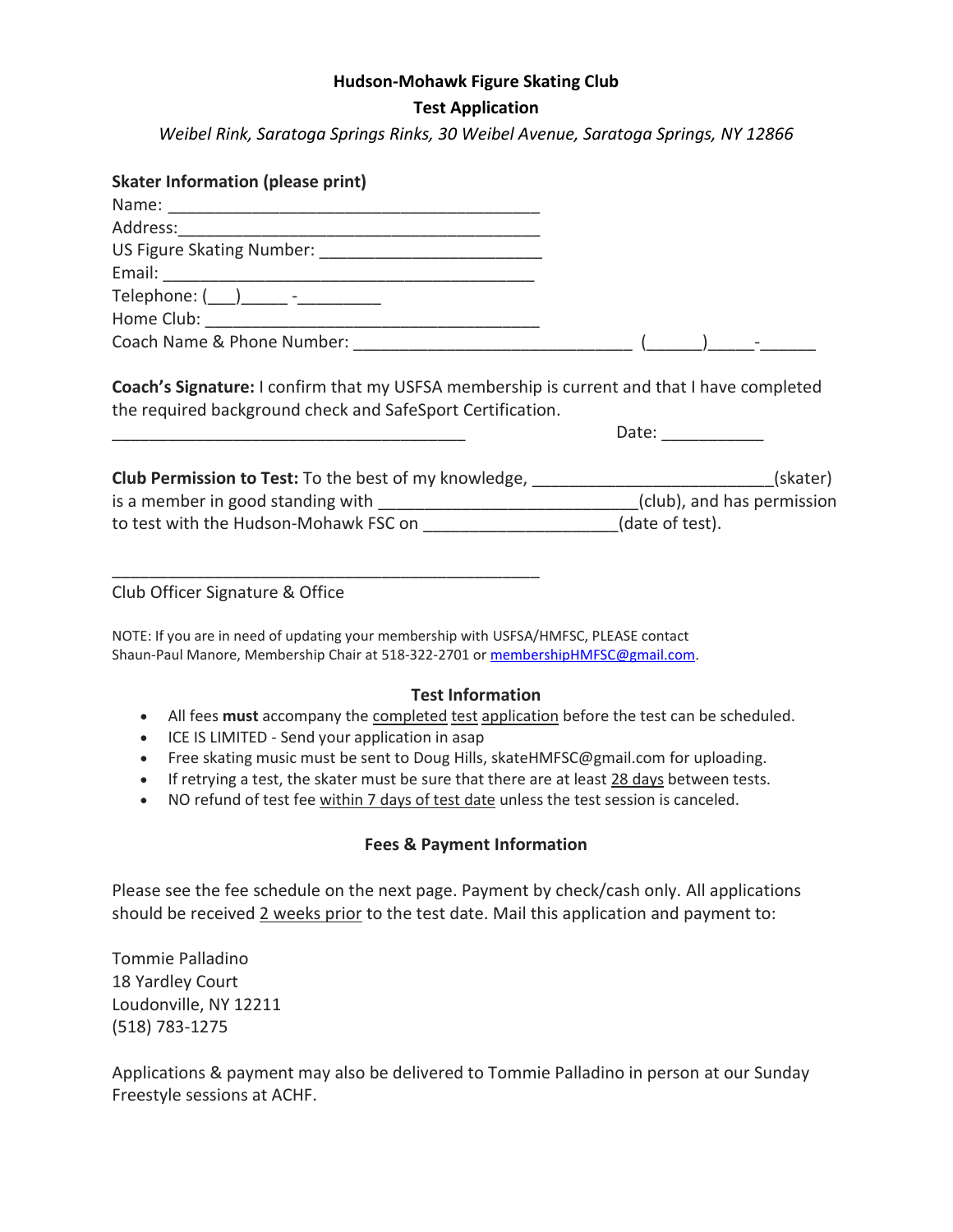**Hudson-Mohawk Figure Skating Club**

**Test Application**

*Weibel Rink, Saratoga Springs Rinks, 30 Weibel Avenue, Saratoga Springs, NY 12866*

**Skater Information (please print)**

Name: ________________________________________

Address:________________________________________

US Figure Skating Number: ________________________

Email: ________________________________________

Telephone: (___)_____ -_________

Home Club: ____________________________________

Coach Name & Phone Number: ______________________________ (______)_____-______

**Coach's Signature:** I confirm that my USFSA membership is current and that I have completed the required background check and SafeSport Certification.

_______________________________________ Date: ___________

**Club Permission to Test:** To the best of my knowledge, _________________________(skater) is a member in good standing with ____________________________(club), and has permission to test with the Hudson-Mohawk FSC on _____________________(date of test).

_____________________________________________

Club Officer Signature & Office

NOTE: If you are in need of updating your membership with USFSA/HMFSC, PLEASE contact Shaun-Paul Manore, Membership Chair at 518-322-2701 or membershipHMFSC@gmail.com.

**Test Information**

- All fees **must** accompany the completed test application before the test can be scheduled.
- ICE IS LIMITED - Send your application in asap
- Free skating music must be sent to Doug Hills, skateHMFSC@gmail.com for uploading.
- If retrying a test, the skater must be sure that there are at least 28 days between tests.
- NO refund of test fee within 7 days of test date unless the test session is canceled.

**Fees & Payment Information**

Please see the fee schedule on the next page. Payment by check/cash only. All applications should be received 2 weeks prior to the test date. Mail this application and payment to:

Tommie Palladino
18 Yardley Court
Loudonville, NY 12211
(518) 783-1275

Applications & payment may also be delivered to Tommie Palladino in person at our Sunday Freestyle sessions at ACHF.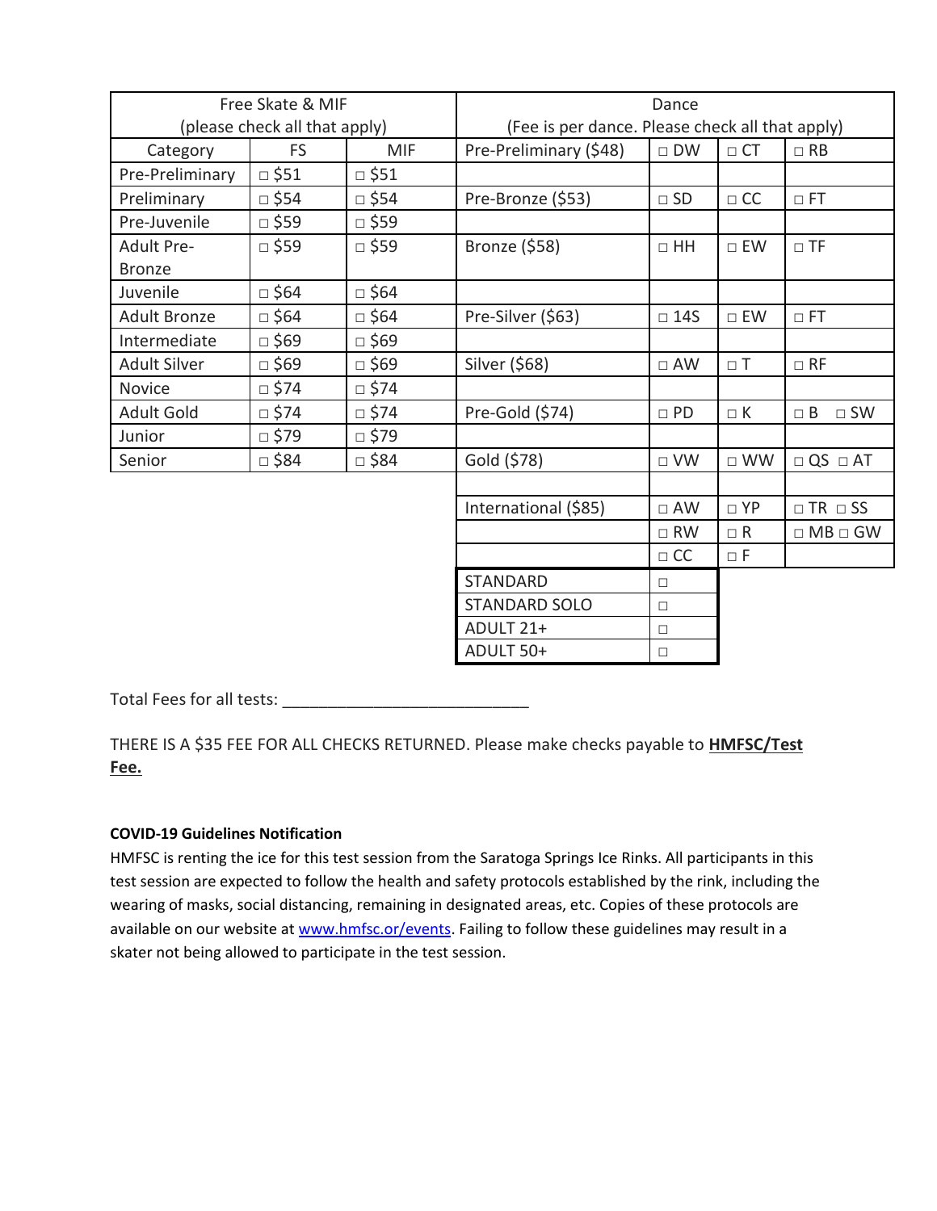| Free Skate & MIF (please check all that apply) | | | Dance (Fee is per dance. Please check all that apply) | | | |
|---|---|---|---|---|---|---|
| Category | FS | MIF | Pre-Preliminary ($48) | □ DW | □ CT | □ RB |
| Pre-Preliminary | □ $51 | □ $51 | | | | |
| Preliminary | □ $54 | □ $54 | Pre-Bronze ($53) | □ SD | □ CC | □ FT |
| Pre-Juvenile | □ $59 | □ $59 | | | | |
| Adult Pre-Bronze | □ $59 | □ $59 | Bronze ($58) | □ HH | □ EW | □ TF |
| Juvenile | □ $64 | □ $64 | | | | |
| Adult Bronze | □ $64 | □ $64 | Pre-Silver ($63) | □ 14S | □ EW | □ FT |
| Intermediate | □ $69 | □ $69 | | | | |
| Adult Silver | □ $69 | □ $69 | Silver ($68) | □ AW | □ T | □ RF |
| Novice | □ $74 | □ $74 | | | | |
| Adult Gold | □ $74 | □ $74 | Pre-Gold ($74) | □ PD | □ K | □ B □ SW |
| Junior | □ $79 | □ $79 | | | | |
| Senior | □ $84 | □ $84 | Gold ($78) | □ VW | □ WW | □ QS □ AT |
| | | | | | | |
| | | | International ($85) | □ AW | □ YP | □ TR □ SS |
| | | | | □ RW | □ R | □ MB □ GW |
| | | | | □ CC | □ F | |
| | | | STANDARD | □ | | |
| | | | STANDARD SOLO | □ | | |
| | | | ADULT 21+ | □ | | |
| | | | ADULT 50+ | □ | | |

Total Fees for all tests: ___________________________

THERE IS A $35 FEE FOR ALL CHECKS RETURNED. Please make checks payable to **HMFSC/Test Fee.**

**COVID-19 Guidelines Notification**

HMFSC is renting the ice for this test session from the Saratoga Springs Ice Rinks. All participants in this test session are expected to follow the health and safety protocols established by the rink, including the wearing of masks, social distancing, remaining in designated areas, etc. Copies of these protocols are available on our website at www.hmfsc.or/events. Failing to follow these guidelines may result in a skater not being allowed to participate in the test session.